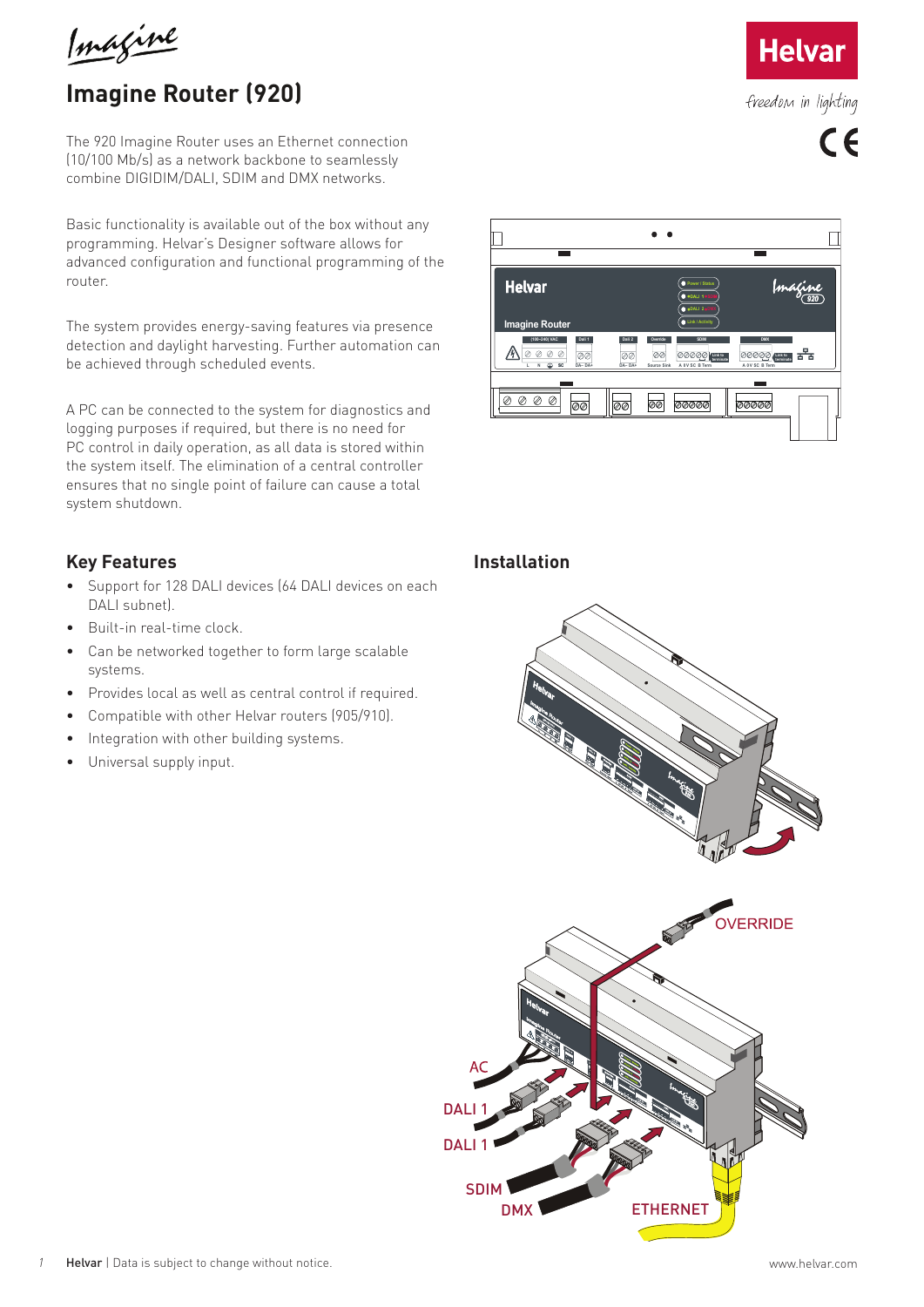# Imagine Router (920)

The 920 Imagine Router uses an Ethernet connection (10/100 Mb/s) as a network backbone to seamlessly combine DIGIDIM/DALI, SDIM and DMX networks.

Basic functionality is available out of the box without any programming. Helvar's Designer software allows for advanced configuration and functional programming of the router.

The system provides energy-saving features via presence detection and daylight harvesting. Further automation can be achieved through scheduled events.

A PC can be connected to the system for diagnostics and logging purposes if required, but there is no need for PC control in daily operation, as all data is stored within the system itself. The elimination of a central controller ensures that no single point of failure can cause a total system shutdown.

## Key Features

- Support for 128 DALI devices (64 DALI devices on each DALI subnet).
- Built-in real-time clock.
- Can be networked together to form large scalable systems.
- Provides local as well as central control if required.
- Compatible with other Helvar routers (905/910).
- Integration with other building systems.
- Universal supply input.

## Installation

OVERRIDE

AC

DALI 1

DALI 1

SDIM

DMX

ETHERNET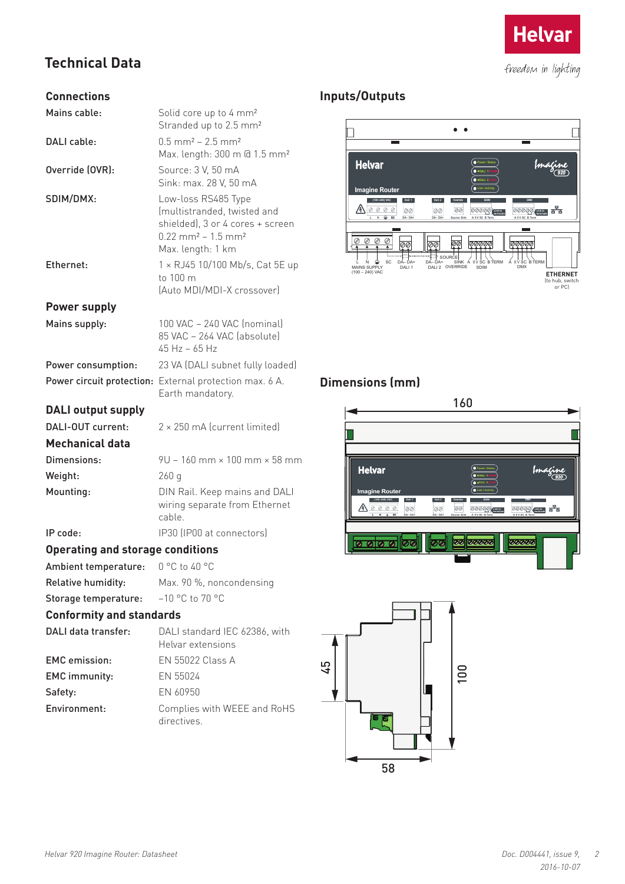# Technical Data

## Connections

| | |
|---|---|
| Mains cable: | Solid core up to 4 mm² <br> Stranded up to 2.5 mm² |
| DALI cable: | 0.5 mm² – 2.5 mm² <br> Max. length: 300 m @ 1.5 mm² |
| Override (OVR): | Source: 3 V, 50 mA <br> Sink: max. 28 V, 50 mA |
| SDIM/DMX: | Low-loss RS485 Type (multistranded, twisted and shielded), 3 or 4 cores + screen 0.22 mm² – 1.5 mm² <br> Max. length: 1 km |
| Ethernet: | 1 × RJ45 10/100 Mb/s, Cat 5E up to 100 m <br> (Auto MDI/MDI-X crossover) |

## Power supply

| | |
|---|---|
| Mains supply: | 100 VAC – 240 VAC (nominal) <br> 85 VAC – 264 VAC (absolute) <br> 45 Hz – 65 Hz |
| Power consumption: | 23 VA (DALI subnet fully loaded) |
| Power circuit protection: | External protection max. 6 A. Earth mandatory. |

## DALI output supply

| | |
|---|---|
| DALI-OUT current: | 2 × 250 mA (current limited) |

## Mechanical data

| | |
|---|---|
| Dimensions: | 9U – 160 mm × 100 mm × 58 mm |
| Weight: | 260 g |
| Mounting: | DIN Rail. Keep mains and DALI wiring separate from Ethernet cable. |
| IP code: | IP30 (IP00 at connectors) |

## Operating and storage conditions

| | |
|---|---|
| Ambient temperature: | 0 °C to 40 °C |
| Relative humidity: | Max. 90 %, noncondensing |
| Storage temperature: | −10 °C to 70 °C |

## Conformity and standards

| | |
|---|---|
| DALI data transfer: | DALI standard IEC 62386, with Helvar extensions |
| EMC emission: | EN 55022 Class A |
| EMC immunity: | EN 55024 |
| Safety: | EN 60950 |
| Environment: | Complies with WEEE and RoHS directives. |

## Inputs/Outputs

L N SC
MAINS SUPPLY
(100 – 240) VAC
DA– DA+
DALI 1
DA– DA+
DALI 2
SOURCE
SINK
OVERRIDE
A 0 V SC B TERM
SDIM
A 0 V SC B TERM
DMX
ETHERNET
(to hub, switch or PC)

## Dimensions (mm)

160
45
100
58